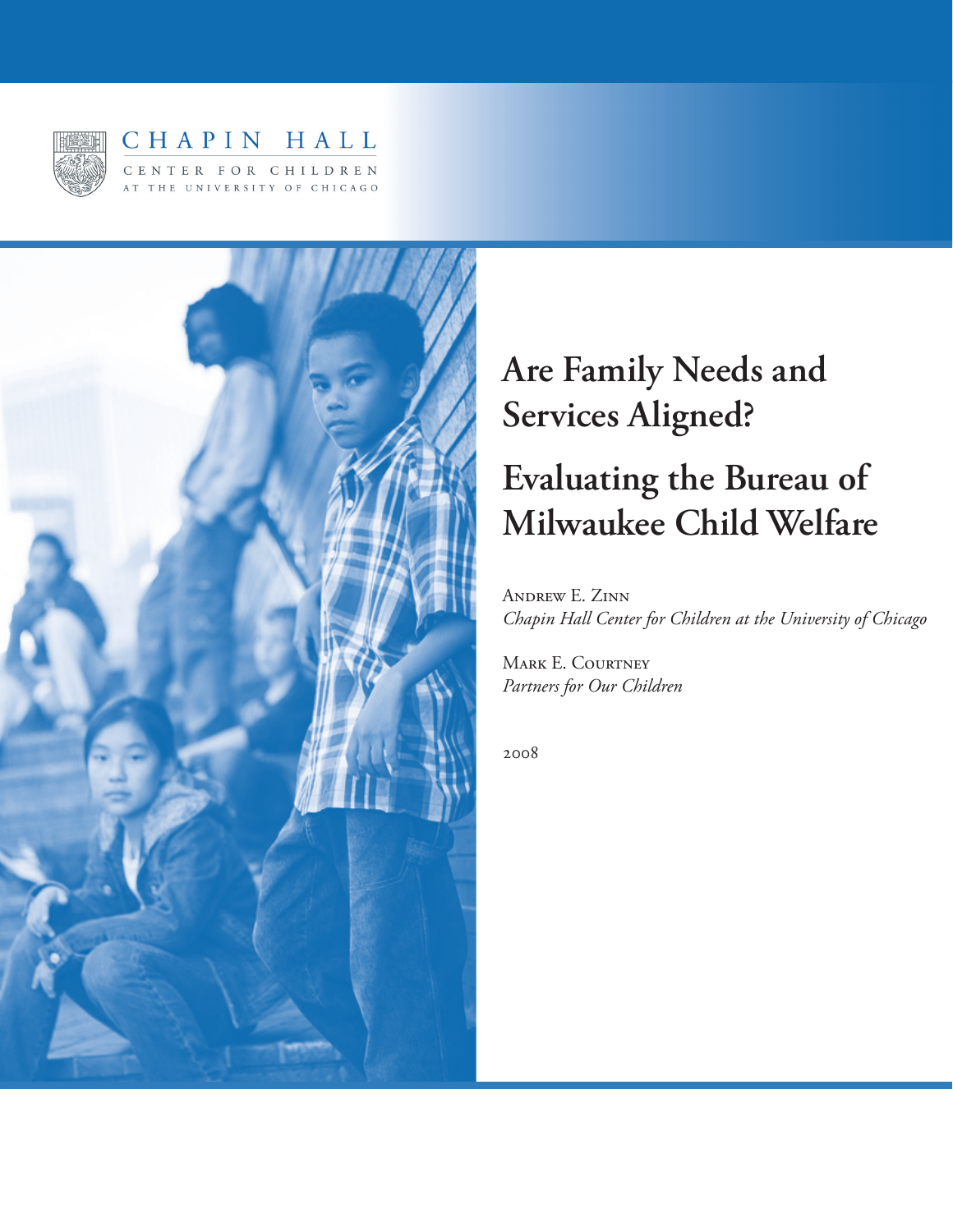CHAPIN HALL

CENTER FOR CHILDREN
AT THE UNIVERSITY OF CHICAGO

# Are Family Needs and Services Aligned?

# Evaluating the Bureau of Milwaukee Child Welfare

Andrew E. Zinn
*Chapin Hall Center for Children at the University of Chicago*

Mark E. Courtney
*Partners for Our Children*

2008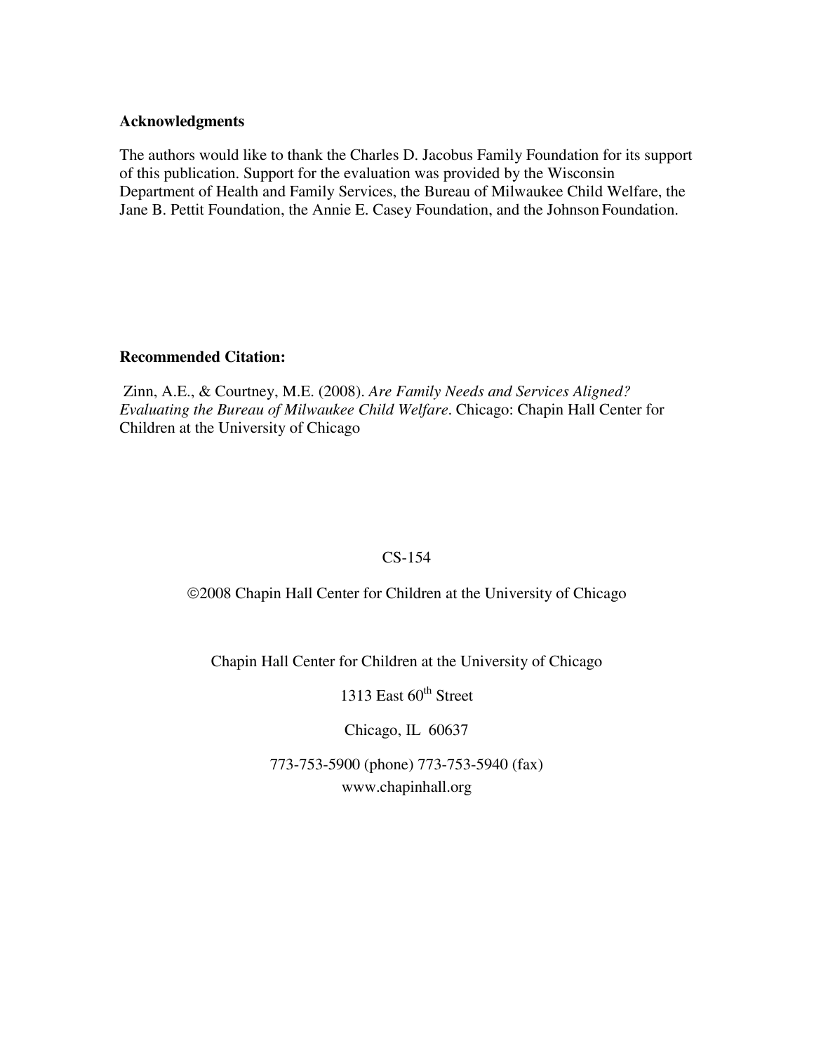**Acknowledgments**

The authors would like to thank the Charles D. Jacobus Family Foundation for its support of this publication. Support for the evaluation was provided by the Wisconsin Department of Health and Family Services, the Bureau of Milwaukee Child Welfare, the Jane B. Pettit Foundation, the Annie E. Casey Foundation, and the Johnson Foundation.

**Recommended Citation:**

Zinn, A.E., & Courtney, M.E. (2008). *Are Family Needs and Services Aligned? Evaluating the Bureau of Milwaukee Child Welfare*. Chicago: Chapin Hall Center for Children at the University of Chicago

CS-154

©2008 Chapin Hall Center for Children at the University of Chicago

Chapin Hall Center for Children at the University of Chicago

1313 East 60th Street

Chicago, IL 60637

773-753-5900 (phone) 773-753-5940 (fax)
www.chapinhall.org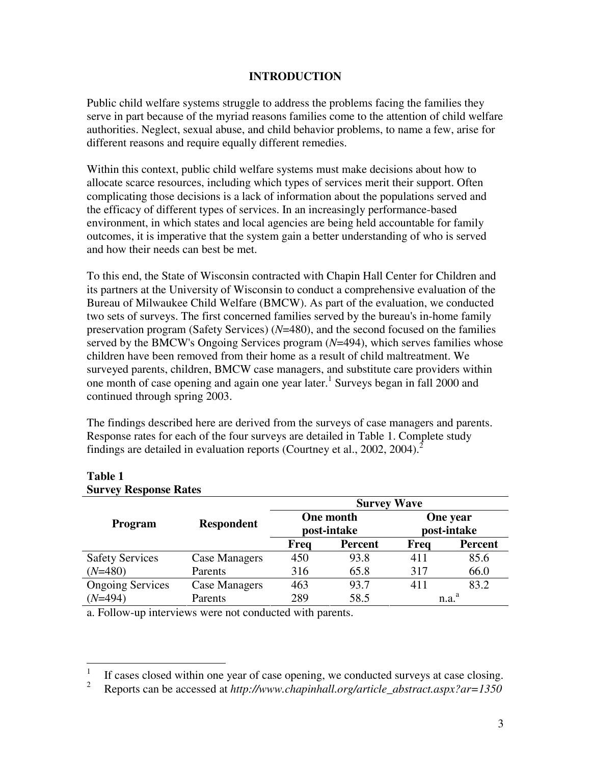# INTRODUCTION

Public child welfare systems struggle to address the problems facing the families they serve in part because of the myriad reasons families come to the attention of child welfare authorities. Neglect, sexual abuse, and child behavior problems, to name a few, arise for different reasons and require equally different remedies.

Within this context, public child welfare systems must make decisions about how to allocate scarce resources, including which types of services merit their support. Often complicating those decisions is a lack of information about the populations served and the efficacy of different types of services. In an increasingly performance-based environment, in which states and local agencies are being held accountable for family outcomes, it is imperative that the system gain a better understanding of who is served and how their needs can best be met.

To this end, the State of Wisconsin contracted with Chapin Hall Center for Children and its partners at the University of Wisconsin to conduct a comprehensive evaluation of the Bureau of Milwaukee Child Welfare (BMCW). As part of the evaluation, we conducted two sets of surveys. The first concerned families served by the bureau's in-home family preservation program (Safety Services) (*N*=480), and the second focused on the families served by the BMCW's Ongoing Services program (*N*=494), which serves families whose children have been removed from their home as a result of child maltreatment. We surveyed parents, children, BMCW case managers, and substitute care providers within one month of case opening and again one year later.[1] Surveys began in fall 2000 and continued through spring 2003.

The findings described here are derived from the surveys of case managers and parents. Response rates for each of the four surveys are detailed in Table 1. Complete study findings are detailed in evaluation reports (Courtney et al., 2002, 2004).[2]

**Table 1**
**Survey Response Rates**

| Program | Respondent | Survey Wave | | | |
|---|---|---|---|---|---|
| | | One month post-intake | | One year post-intake | |
| | | Freq | Percent | Freq | Percent |
| Safety Services (*N*=480) | Case Managers | 450 | 93.8 | 411 | 85.6 |
| | Parents | 316 | 65.8 | 317 | 66.0 |
| Ongoing Services (*N*=494) | Case Managers | 463 | 93.7 | 411 | 83.2 |
| | Parents | 289 | 58.5 | n.a.[a] | |

a. Follow-up interviews were not conducted with parents.

---

[1] If cases closed within one year of case opening, we conducted surveys at case closing.

[2] Reports can be accessed at *http://www.chapinhall.org/article_abstract.aspx?ar=1350*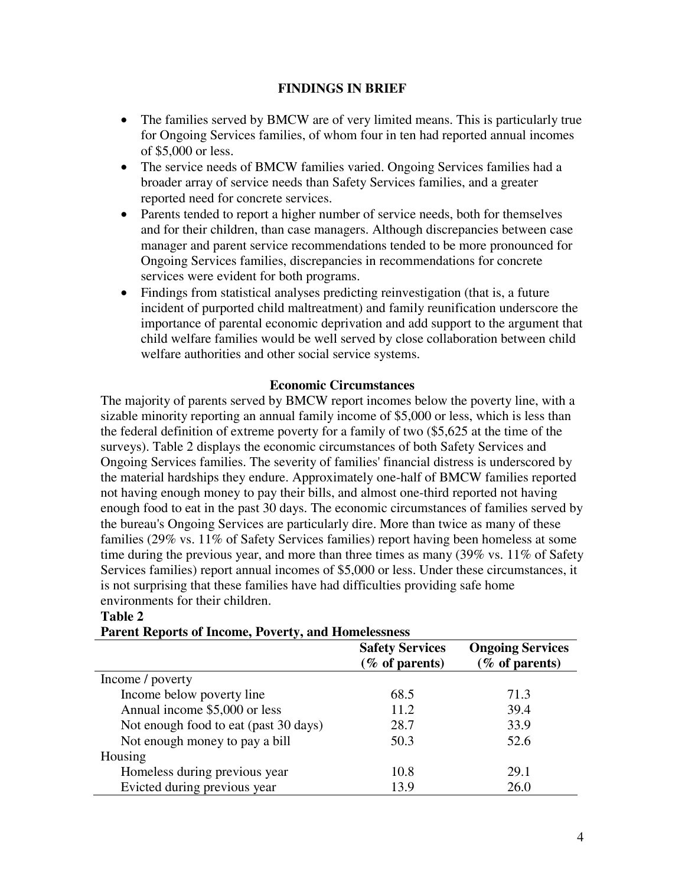## FINDINGS IN BRIEF

- The families served by BMCW are of very limited means. This is particularly true for Ongoing Services families, of whom four in ten had reported annual incomes of $5,000 or less.
- The service needs of BMCW families varied. Ongoing Services families had a broader array of service needs than Safety Services families, and a greater reported need for concrete services.
- Parents tended to report a higher number of service needs, both for themselves and for their children, than case managers. Although discrepancies between case manager and parent service recommendations tended to be more pronounced for Ongoing Services families, discrepancies in recommendations for concrete services were evident for both programs.
- Findings from statistical analyses predicting reinvestigation (that is, a future incident of purported child maltreatment) and family reunification underscore the importance of parental economic deprivation and add support to the argument that child welfare families would be well served by close collaboration between child welfare authorities and other social service systems.

### Economic Circumstances

The majority of parents served by BMCW report incomes below the poverty line, with a sizable minority reporting an annual family income of $5,000 or less, which is less than the federal definition of extreme poverty for a family of two ($5,625 at the time of the surveys). Table 2 displays the economic circumstances of both Safety Services and Ongoing Services families. The severity of families' financial distress is underscored by the material hardships they endure. Approximately one-half of BMCW families reported not having enough money to pay their bills, and almost one-third reported not having enough food to eat in the past 30 days. The economic circumstances of families served by the bureau's Ongoing Services are particularly dire. More than twice as many of these families (29% vs. 11% of Safety Services families) report having been homeless at some time during the previous year, and more than three times as many (39% vs. 11% of Safety Services families) report annual incomes of $5,000 or less. Under these circumstances, it is not surprising that these families have had difficulties providing safe home environments for their children.

**Table 2**
**Parent Reports of Income, Poverty, and Homelessness**

| | Safety Services (% of parents) | Ongoing Services (% of parents) |
|---|---|---|
| Income / poverty | | |
| Income below poverty line | 68.5 | 71.3 |
| Annual income $5,000 or less | 11.2 | 39.4 |
| Not enough food to eat (past 30 days) | 28.7 | 33.9 |
| Not enough money to pay a bill | 50.3 | 52.6 |
| Housing | | |
| Homeless during previous year | 10.8 | 29.1 |
| Evicted during previous year | 13.9 | 26.0 |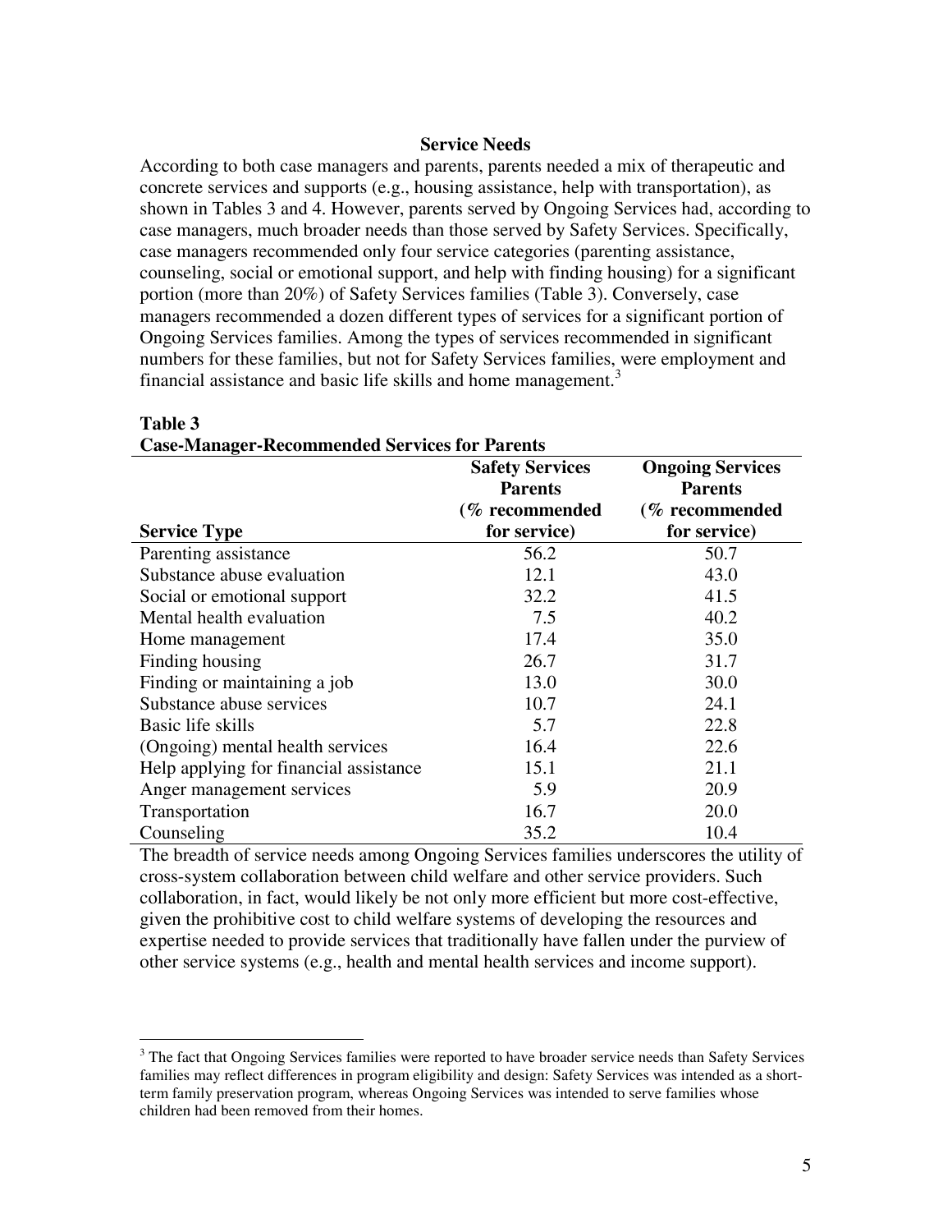## Service Needs

According to both case managers and parents, parents needed a mix of therapeutic and concrete services and supports (e.g., housing assistance, help with transportation), as shown in Tables 3 and 4. However, parents served by Ongoing Services had, according to case managers, much broader needs than those served by Safety Services. Specifically, case managers recommended only four service categories (parenting assistance, counseling, social or emotional support, and help with finding housing) for a significant portion (more than 20%) of Safety Services families (Table 3). Conversely, case managers recommended a dozen different types of services for a significant portion of Ongoing Services families. Among the types of services recommended in significant numbers for these families, but not for Safety Services families, were employment and financial assistance and basic life skills and home management.[3]

**Table 3**
**Case-Manager-Recommended Services for Parents**

| Service Type | Safety Services Parents (% recommended for service) | Ongoing Services Parents (% recommended for service) |
|---|---|---|
| Parenting assistance | 56.2 | 50.7 |
| Substance abuse evaluation | 12.1 | 43.0 |
| Social or emotional support | 32.2 | 41.5 |
| Mental health evaluation | 7.5 | 40.2 |
| Home management | 17.4 | 35.0 |
| Finding housing | 26.7 | 31.7 |
| Finding or maintaining a job | 13.0 | 30.0 |
| Substance abuse services | 10.7 | 24.1 |
| Basic life skills | 5.7 | 22.8 |
| (Ongoing) mental health services | 16.4 | 22.6 |
| Help applying for financial assistance | 15.1 | 21.1 |
| Anger management services | 5.9 | 20.9 |
| Transportation | 16.7 | 20.0 |
| Counseling | 35.2 | 10.4 |

The breadth of service needs among Ongoing Services families underscores the utility of cross-system collaboration between child welfare and other service providers. Such collaboration, in fact, would likely be not only more efficient but more cost-effective, given the prohibitive cost to child welfare systems of developing the resources and expertise needed to provide services that traditionally have fallen under the purview of other service systems (e.g., health and mental health services and income support).

[3] The fact that Ongoing Services families were reported to have broader service needs than Safety Services families may reflect differences in program eligibility and design: Safety Services was intended as a short-term family preservation program, whereas Ongoing Services was intended to serve families whose children had been removed from their homes.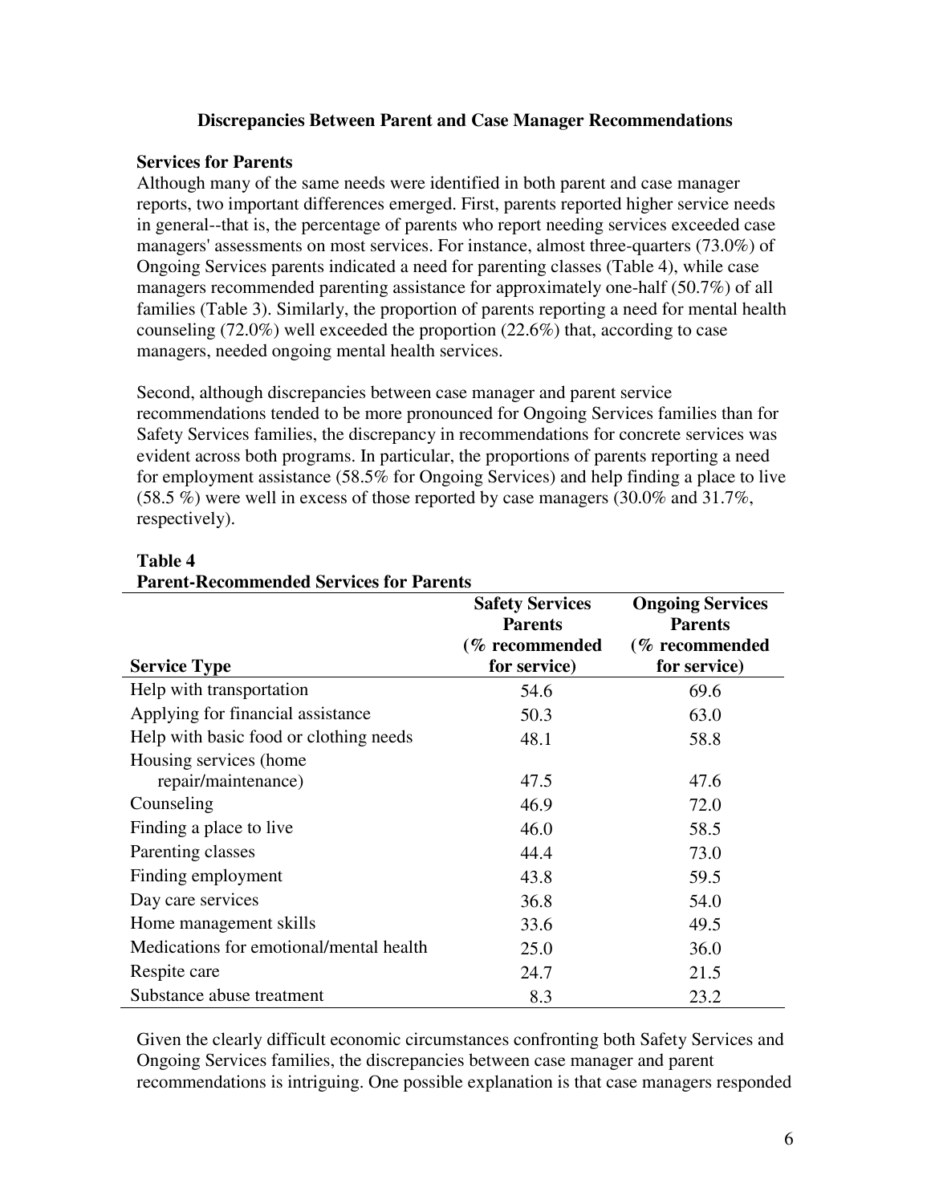### Discrepancies Between Parent and Case Manager Recommendations

**Services for Parents**

Although many of the same needs were identified in both parent and case manager reports, two important differences emerged. First, parents reported higher service needs in general--that is, the percentage of parents who report needing services exceeded case managers' assessments on most services. For instance, almost three-quarters (73.0%) of Ongoing Services parents indicated a need for parenting classes (Table 4), while case managers recommended parenting assistance for approximately one-half (50.7%) of all families (Table 3). Similarly, the proportion of parents reporting a need for mental health counseling (72.0%) well exceeded the proportion (22.6%) that, according to case managers, needed ongoing mental health services.

Second, although discrepancies between case manager and parent service recommendations tended to be more pronounced for Ongoing Services families than for Safety Services families, the discrepancy in recommendations for concrete services was evident across both programs. In particular, the proportions of parents reporting a need for employment assistance (58.5% for Ongoing Services) and help finding a place to live (58.5 %) were well in excess of those reported by case managers (30.0% and 31.7%, respectively).

**Table 4**
**Parent-Recommended Services for Parents**

| Service Type | Safety Services Parents (% recommended for service) | Ongoing Services Parents (% recommended for service) |
|---|---|---|
| Help with transportation | 54.6 | 69.6 |
| Applying for financial assistance | 50.3 | 63.0 |
| Help with basic food or clothing needs | 48.1 | 58.8 |
| Housing services (home repair/maintenance) | 47.5 | 47.6 |
| Counseling | 46.9 | 72.0 |
| Finding a place to live | 46.0 | 58.5 |
| Parenting classes | 44.4 | 73.0 |
| Finding employment | 43.8 | 59.5 |
| Day care services | 36.8 | 54.0 |
| Home management skills | 33.6 | 49.5 |
| Medications for emotional/mental health | 25.0 | 36.0 |
| Respite care | 24.7 | 21.5 |
| Substance abuse treatment | 8.3 | 23.2 |

Given the clearly difficult economic circumstances confronting both Safety Services and Ongoing Services families, the discrepancies between case manager and parent recommendations is intriguing. One possible explanation is that case managers responded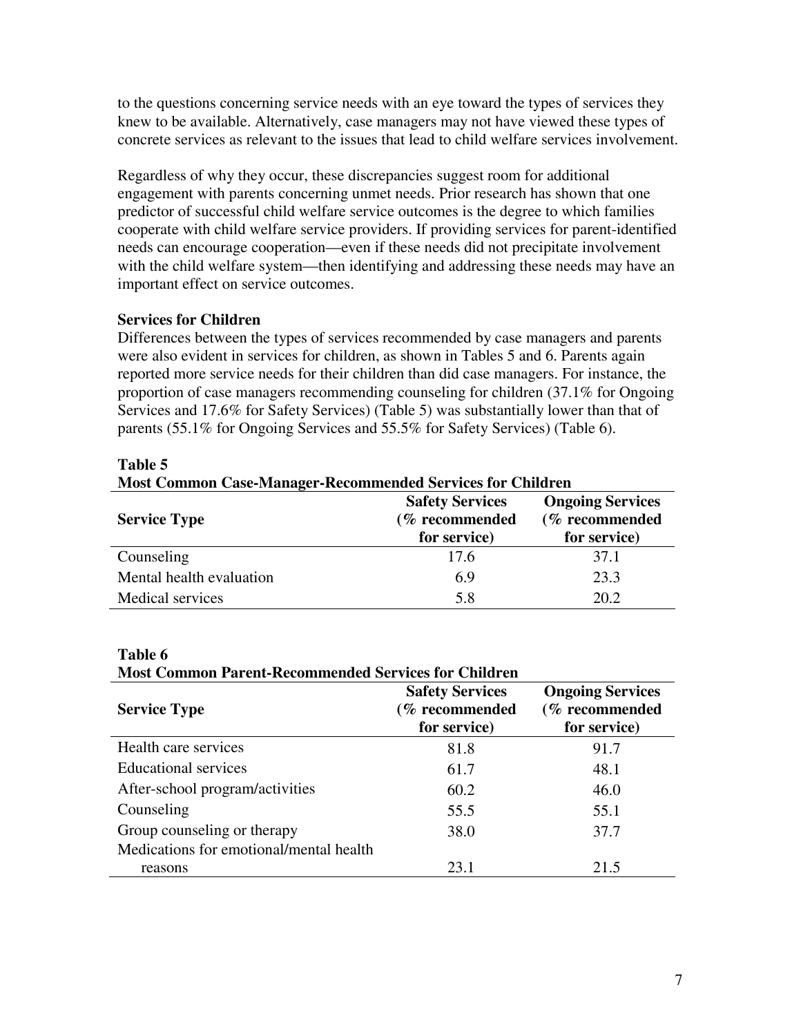to the questions concerning service needs with an eye toward the types of services they knew to be available. Alternatively, case managers may not have viewed these types of concrete services as relevant to the issues that lead to child welfare services involvement.

Regardless of why they occur, these discrepancies suggest room for additional engagement with parents concerning unmet needs. Prior research has shown that one predictor of successful child welfare service outcomes is the degree to which families cooperate with child welfare service providers. If providing services for parent-identified needs can encourage cooperation—even if these needs did not precipitate involvement with the child welfare system—then identifying and addressing these needs may have an important effect on service outcomes.

**Services for Children**

Differences between the types of services recommended by case managers and parents were also evident in services for children, as shown in Tables 5 and 6. Parents again reported more service needs for their children than did case managers. For instance, the proportion of case managers recommending counseling for children (37.1% for Ongoing Services and 17.6% for Safety Services) (Table 5) was substantially lower than that of parents (55.1% for Ongoing Services and 55.5% for Safety Services) (Table 6).

**Table 5**
**Most Common Case-Manager-Recommended Services for Children**

| Service Type | Safety Services (% recommended for service) | Ongoing Services (% recommended for service) |
|---|---|---|
| Counseling | 17.6 | 37.1 |
| Mental health evaluation | 6.9 | 23.3 |
| Medical services | 5.8 | 20.2 |

**Table 6**
**Most Common Parent-Recommended Services for Children**

| Service Type | Safety Services (% recommended for service) | Ongoing Services (% recommended for service) |
|---|---|---|
| Health care services | 81.8 | 91.7 |
| Educational services | 61.7 | 48.1 |
| After-school program/activities | 60.2 | 46.0 |
| Counseling | 55.5 | 55.1 |
| Group counseling or therapy | 38.0 | 37.7 |
| Medications for emotional/mental health reasons | 23.1 | 21.5 |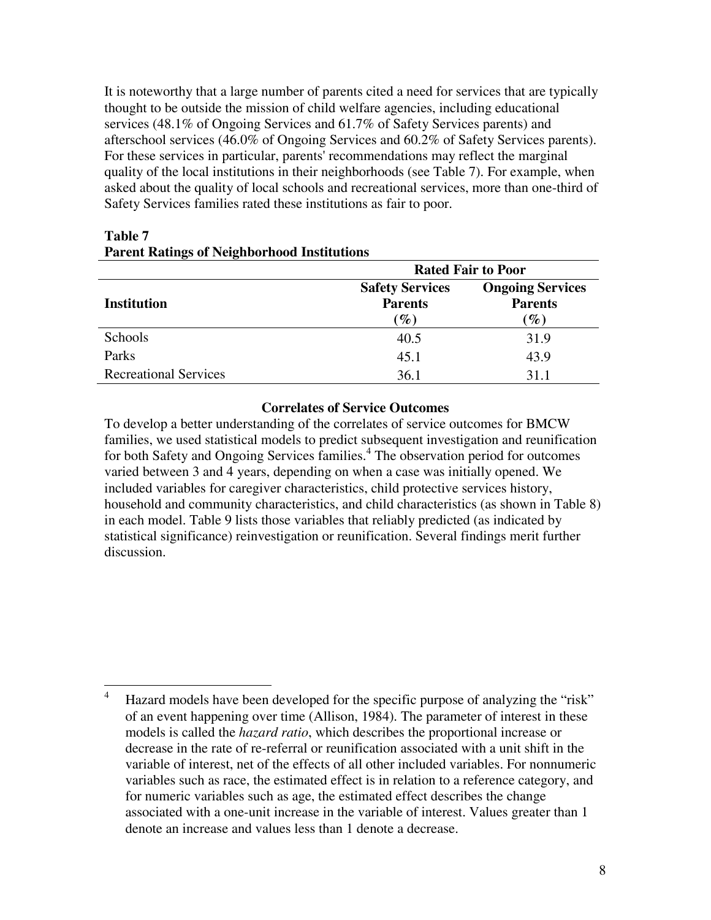It is noteworthy that a large number of parents cited a need for services that are typically thought to be outside the mission of child welfare agencies, including educational services (48.1% of Ongoing Services and 61.7% of Safety Services parents) and afterschool services (46.0% of Ongoing Services and 60.2% of Safety Services parents). For these services in particular, parents' recommendations may reflect the marginal quality of the local institutions in their neighborhoods (see Table 7). For example, when asked about the quality of local schools and recreational services, more than one-third of Safety Services families rated these institutions as fair to poor.

**Table 7**
**Parent Ratings of Neighborhood Institutions**

| | Rated Fair to Poor | |
|---|---|---|
| **Institution** | **Safety Services Parents (%)** | **Ongoing Services Parents (%)** |
| Schools | 40.5 | 31.9 |
| Parks | 45.1 | 43.9 |
| Recreational Services | 36.1 | 31.1 |

### Correlates of Service Outcomes

To develop a better understanding of the correlates of service outcomes for BMCW families, we used statistical models to predict subsequent investigation and reunification for both Safety and Ongoing Services families.[4] The observation period for outcomes varied between 3 and 4 years, depending on when a case was initially opened. We included variables for caregiver characteristics, child protective services history, household and community characteristics, and child characteristics (as shown in Table 8) in each model. Table 9 lists those variables that reliably predicted (as indicated by statistical significance) reinvestigation or reunification. Several findings merit further discussion.

[4] Hazard models have been developed for the specific purpose of analyzing the "risk" of an event happening over time (Allison, 1984). The parameter of interest in these models is called the *hazard ratio*, which describes the proportional increase or decrease in the rate of re-referral or reunification associated with a unit shift in the variable of interest, net of the effects of all other included variables. For nonnumeric variables such as race, the estimated effect is in relation to a reference category, and for numeric variables such as age, the estimated effect describes the change associated with a one-unit increase in the variable of interest. Values greater than 1 denote an increase and values less than 1 denote a decrease.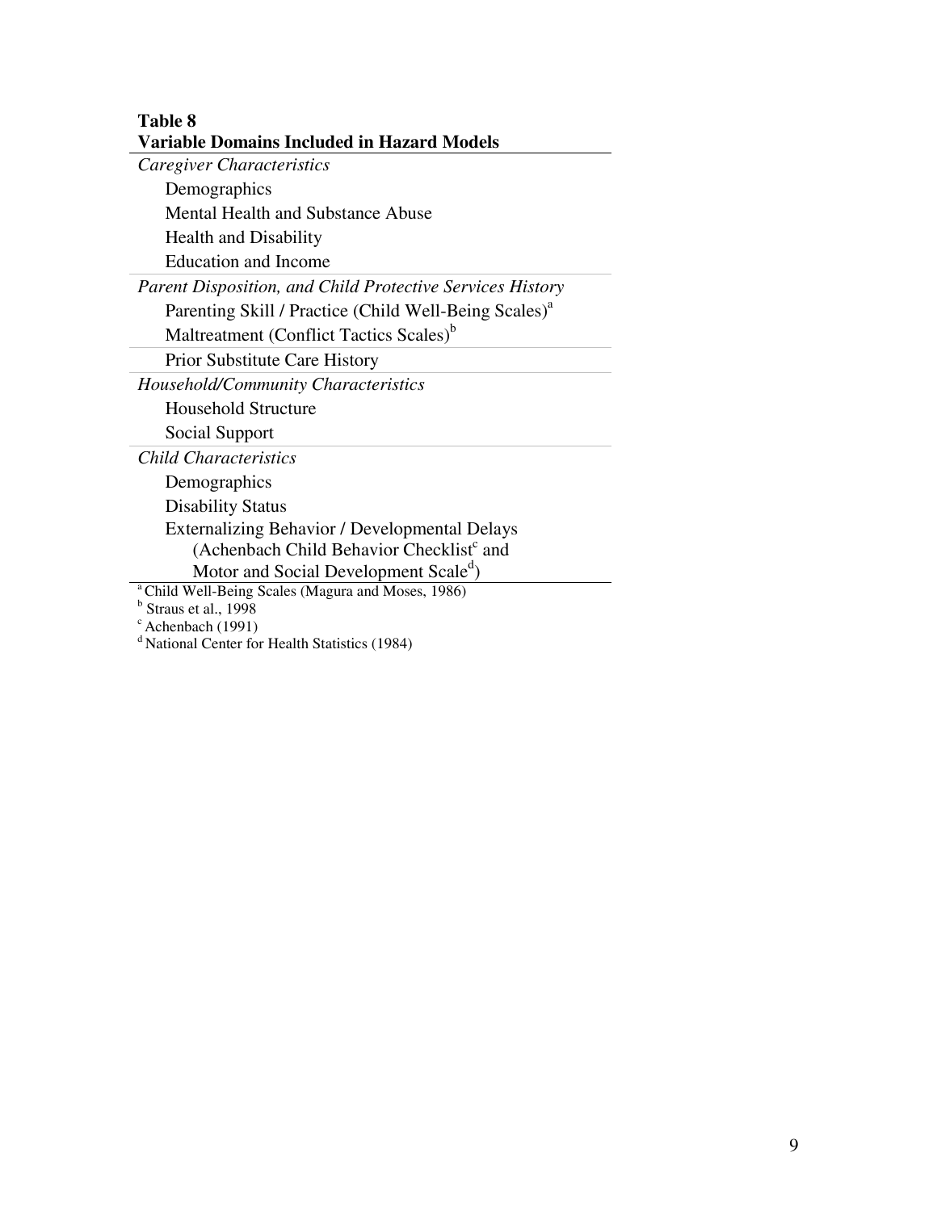**Table 8**
**Variable Domains Included in Hazard Models**

| |
|---|
| *Caregiver Characteristics* |
| Demographics |
| Mental Health and Substance Abuse |
| Health and Disability |
| Education and Income |
| *Parent Disposition, and Child Protective Services History* |
| Parenting Skill / Practice (Child Well-Being Scales)[a] |
| Maltreatment (Conflict Tactics Scales)[b] |
| Prior Substitute Care History |
| *Household/Community Characteristics* |
| Household Structure |
| Social Support |
| *Child Characteristics* |
| Demographics |
| Disability Status |
| Externalizing Behavior / Developmental Delays (Achenbach Child Behavior Checklist[c] and Motor and Social Development Scale[d]) |

[a] Child Well-Being Scales (Magura and Moses, 1986)
[b] Straus et al., 1998
[c] Achenbach (1991)
[d] National Center for Health Statistics (1984)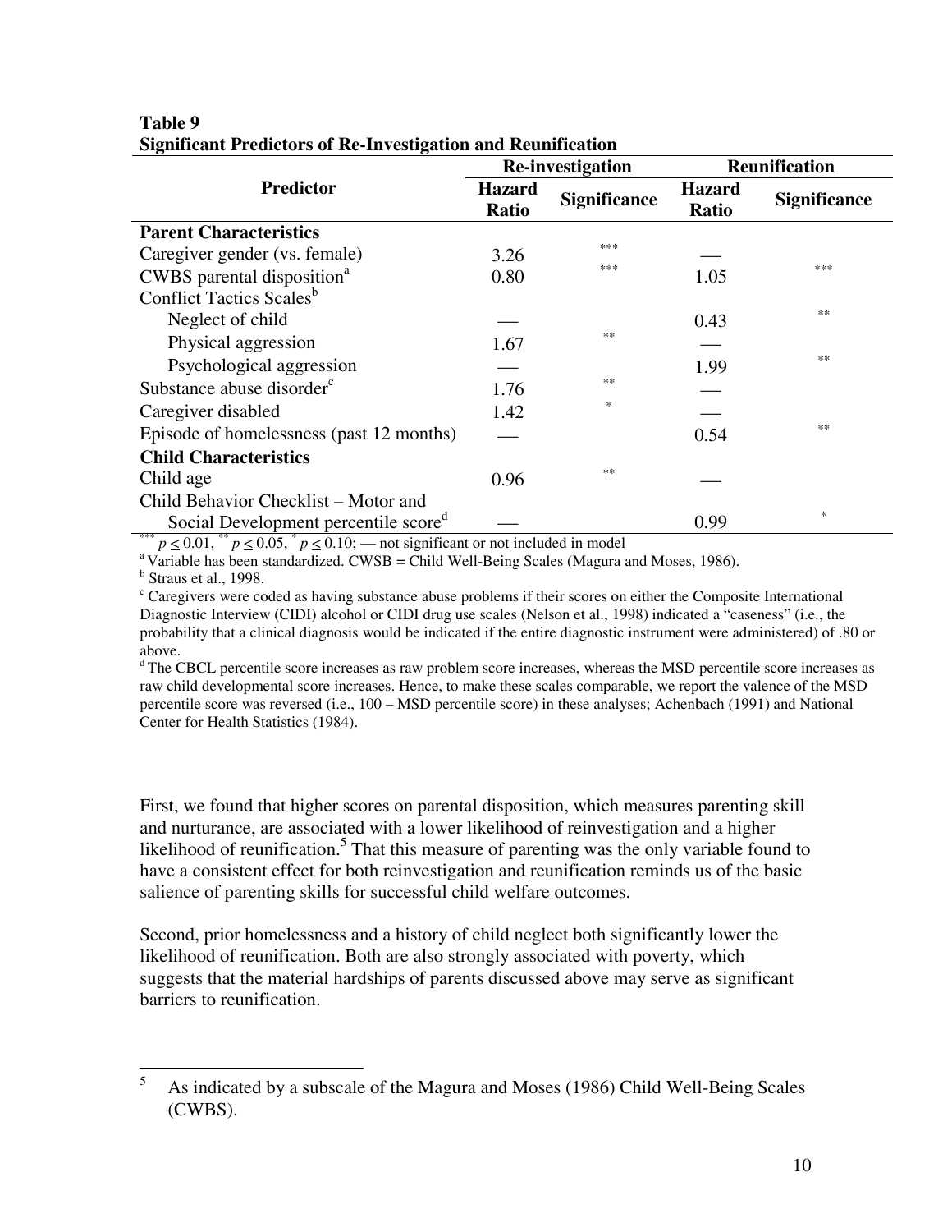**Table 9**
**Significant Predictors of Re-Investigation and Reunification**

| Predictor | Re-investigation | | Reunification | |
|---|---|---|---|---|
| | Hazard Ratio | Significance | Hazard Ratio | Significance |
| **Parent Characteristics** | | | | |
| Caregiver gender (vs. female) | 3.26 | *** | — | |
| CWBS parental disposition[a] | 0.80 | *** | 1.05 | *** |
| Conflict Tactics Scales[b] | | | | |
| Neglect of child | — | | 0.43 | ** |
| Physical aggression | 1.67 | ** | — | |
| Psychological aggression | — | | 1.99 | ** |
| Substance abuse disorder[c] | 1.76 | ** | — | |
| Caregiver disabled | 1.42 | * | — | |
| Episode of homelessness (past 12 months) | — | | 0.54 | ** |
| **Child Characteristics** | | | | |
| Child age | 0.96 | ** | — | |
| Child Behavior Checklist – Motor and Social Development percentile score[d] | — | | 0.99 | * |

*** $p \leq 0.01$, ** $p \leq 0.05$, * $p \leq 0.10$; — not significant or not included in model

[a] Variable has been standardized. CWSB = Child Well-Being Scales (Magura and Moses, 1986).

[b] Straus et al., 1998.

[c] Caregivers were coded as having substance abuse problems if their scores on either the Composite International Diagnostic Interview (CIDI) alcohol or CIDI drug use scales (Nelson et al., 1998) indicated a "caseness" (i.e., the probability that a clinical diagnosis would be indicated if the entire diagnostic instrument were administered) of .80 or above.

[d] The CBCL percentile score increases as raw problem score increases, whereas the MSD percentile score increases as raw child developmental score increases. Hence, to make these scales comparable, we report the valence of the MSD percentile score was reversed (i.e., 100 – MSD percentile score) in these analyses; Achenbach (1991) and National Center for Health Statistics (1984).

First, we found that higher scores on parental disposition, which measures parenting skill and nurturance, are associated with a lower likelihood of reinvestigation and a higher likelihood of reunification.[5] That this measure of parenting was the only variable found to have a consistent effect for both reinvestigation and reunification reminds us of the basic salience of parenting skills for successful child welfare outcomes.

Second, prior homelessness and a history of child neglect both significantly lower the likelihood of reunification. Both are also strongly associated with poverty, which suggests that the material hardships of parents discussed above may serve as significant barriers to reunification.

[5] As indicated by a subscale of the Magura and Moses (1986) Child Well-Being Scales (CWBS).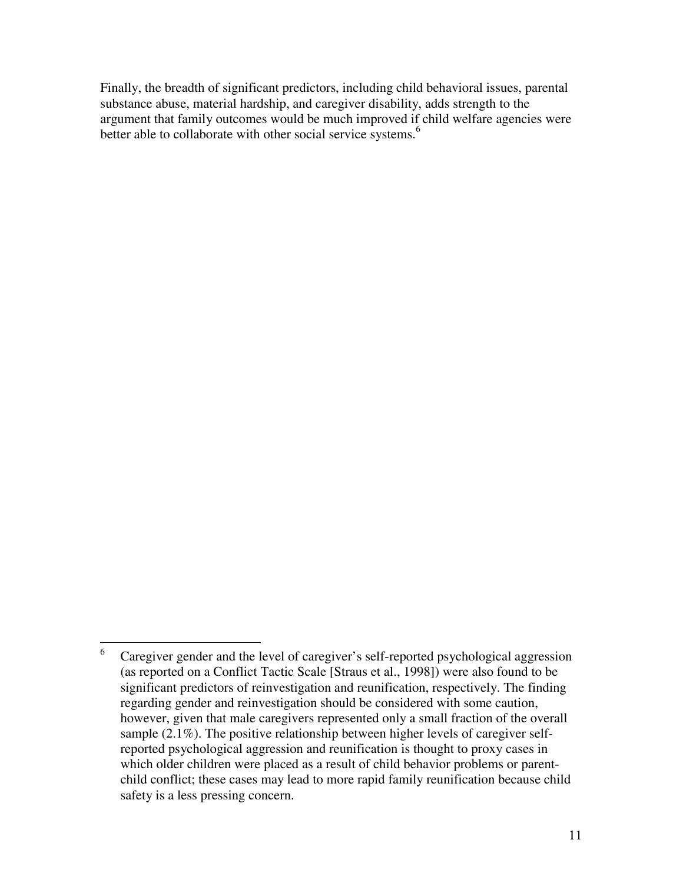Finally, the breadth of significant predictors, including child behavioral issues, parental substance abuse, material hardship, and caregiver disability, adds strength to the argument that family outcomes would be much improved if child welfare agencies were better able to collaborate with other social service systems.[6]

---

[6] Caregiver gender and the level of caregiver's self-reported psychological aggression (as reported on a Conflict Tactic Scale [Straus et al., 1998]) were also found to be significant predictors of reinvestigation and reunification, respectively. The finding regarding gender and reinvestigation should be considered with some caution, however, given that male caregivers represented only a small fraction of the overall sample (2.1%). The positive relationship between higher levels of caregiver self-reported psychological aggression and reunification is thought to proxy cases in which older children were placed as a result of child behavior problems or parent-child conflict; these cases may lead to more rapid family reunification because child safety is a less pressing concern.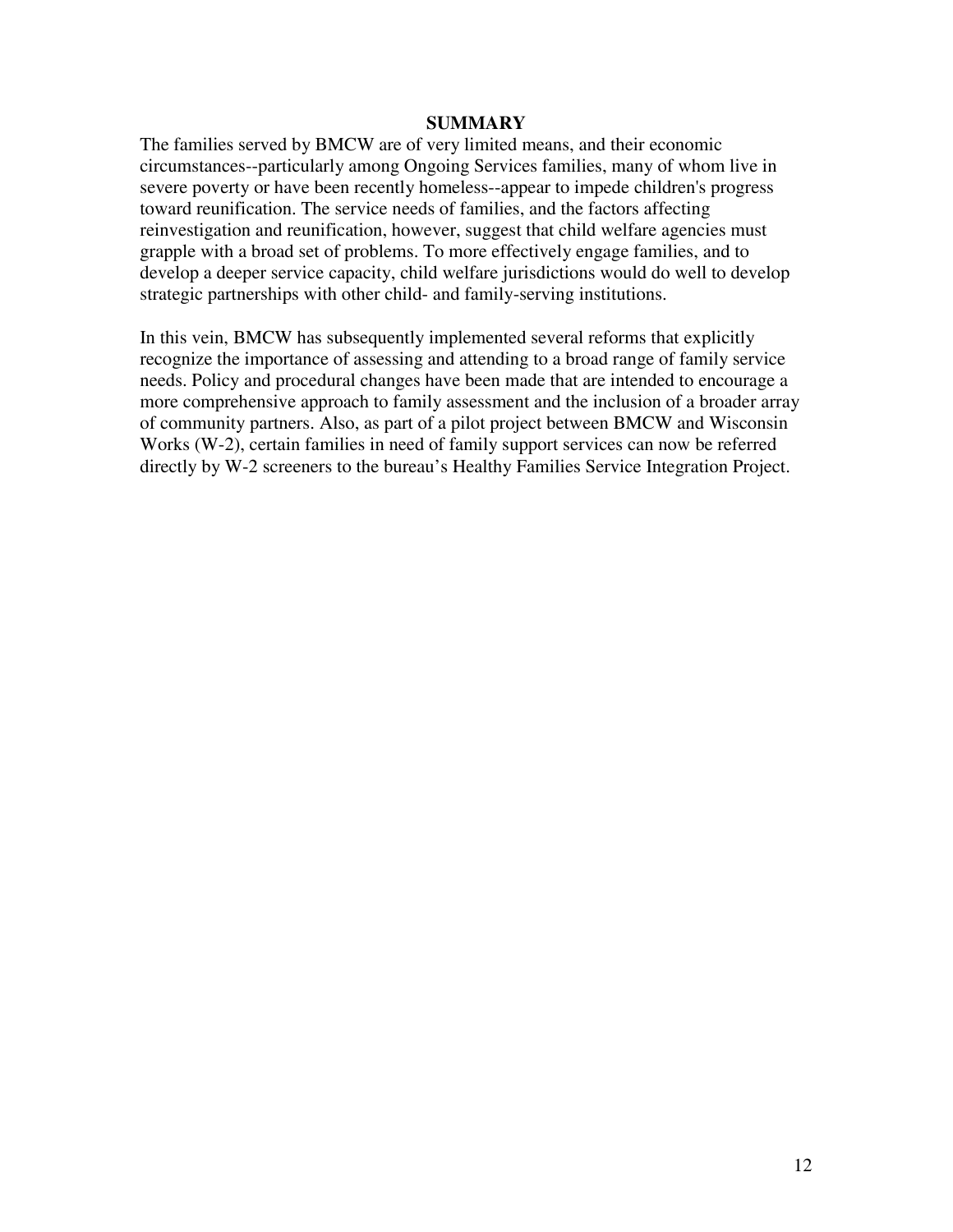## SUMMARY

The families served by BMCW are of very limited means, and their economic circumstances--particularly among Ongoing Services families, many of whom live in severe poverty or have been recently homeless--appear to impede children's progress toward reunification. The service needs of families, and the factors affecting reinvestigation and reunification, however, suggest that child welfare agencies must grapple with a broad set of problems. To more effectively engage families, and to develop a deeper service capacity, child welfare jurisdictions would do well to develop strategic partnerships with other child- and family-serving institutions.

In this vein, BMCW has subsequently implemented several reforms that explicitly recognize the importance of assessing and attending to a broad range of family service needs. Policy and procedural changes have been made that are intended to encourage a more comprehensive approach to family assessment and the inclusion of a broader array of community partners. Also, as part of a pilot project between BMCW and Wisconsin Works (W-2), certain families in need of family support services can now be referred directly by W-2 screeners to the bureau's Healthy Families Service Integration Project.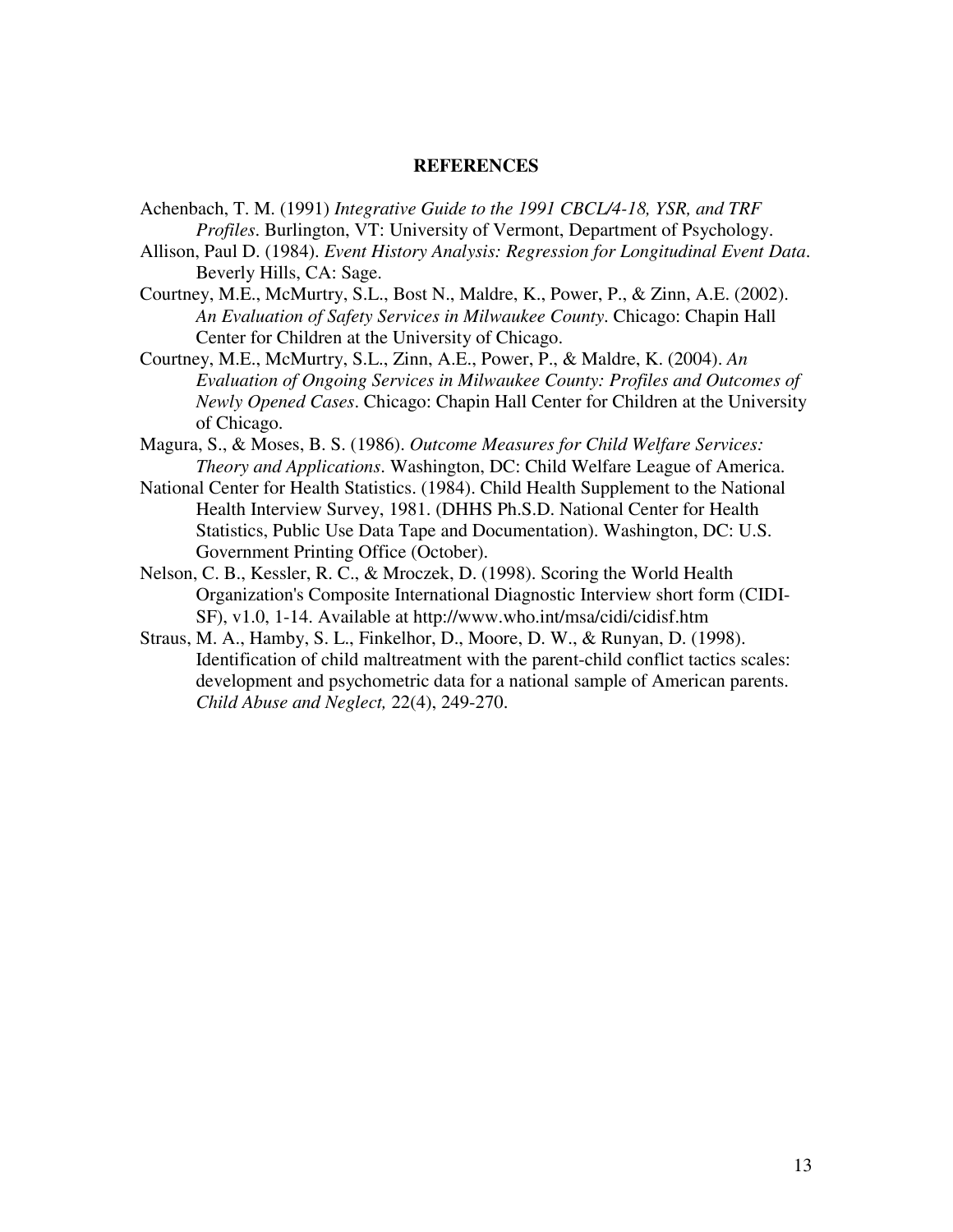## REFERENCES

Achenbach, T. M. (1991) *Integrative Guide to the 1991 CBCL/4-18, YSR, and TRF Profiles*. Burlington, VT: University of Vermont, Department of Psychology.

Allison, Paul D. (1984). *Event History Analysis: Regression for Longitudinal Event Data*. Beverly Hills, CA: Sage.

Courtney, M.E., McMurtry, S.L., Bost N., Maldre, K., Power, P., & Zinn, A.E. (2002). *An Evaluation of Safety Services in Milwaukee County*. Chicago: Chapin Hall Center for Children at the University of Chicago.

Courtney, M.E., McMurtry, S.L., Zinn, A.E., Power, P., & Maldre, K. (2004). *An Evaluation of Ongoing Services in Milwaukee County: Profiles and Outcomes of Newly Opened Cases*. Chicago: Chapin Hall Center for Children at the University of Chicago.

Magura, S., & Moses, B. S. (1986). *Outcome Measures for Child Welfare Services: Theory and Applications*. Washington, DC: Child Welfare League of America.

National Center for Health Statistics. (1984). Child Health Supplement to the National Health Interview Survey, 1981. (DHHS Ph.S.D. National Center for Health Statistics, Public Use Data Tape and Documentation). Washington, DC: U.S. Government Printing Office (October).

Nelson, C. B., Kessler, R. C., & Mroczek, D. (1998). Scoring the World Health Organization's Composite International Diagnostic Interview short form (CIDI-SF), v1.0, 1-14. Available at http://www.who.int/msa/cidi/cidisf.htm

Straus, M. A., Hamby, S. L., Finkelhor, D., Moore, D. W., & Runyan, D. (1998). Identification of child maltreatment with the parent-child conflict tactics scales: development and psychometric data for a national sample of American parents. *Child Abuse and Neglect,* 22(4), 249-270.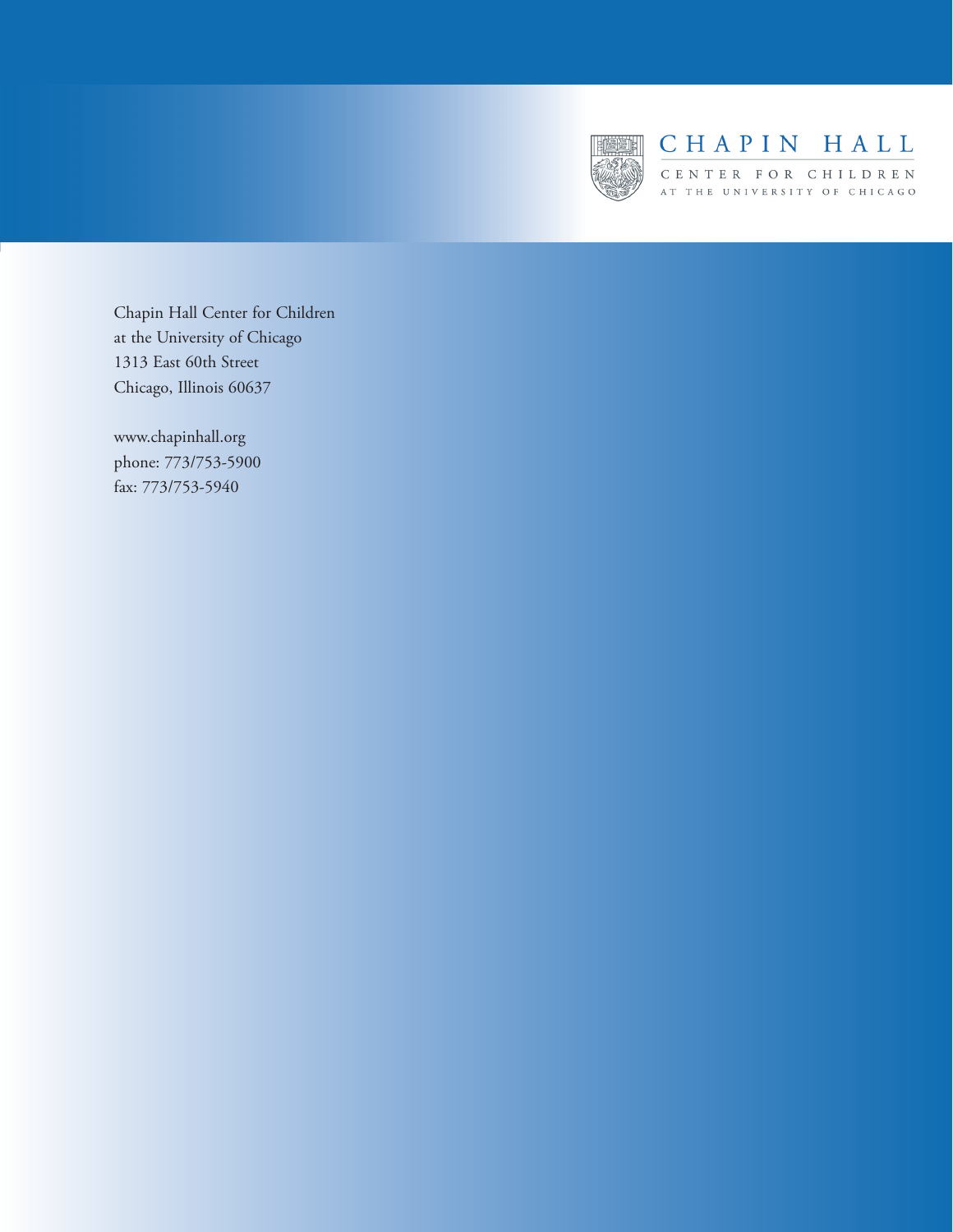CHAPIN HALL

CENTER FOR CHILDREN

AT THE UNIVERSITY OF CHICAGO

Chapin Hall Center for Children
at the University of Chicago
1313 East 60th Street
Chicago, Illinois 60637

www.chapinhall.org
phone: 773/753-5900
fax: 773/753-5940